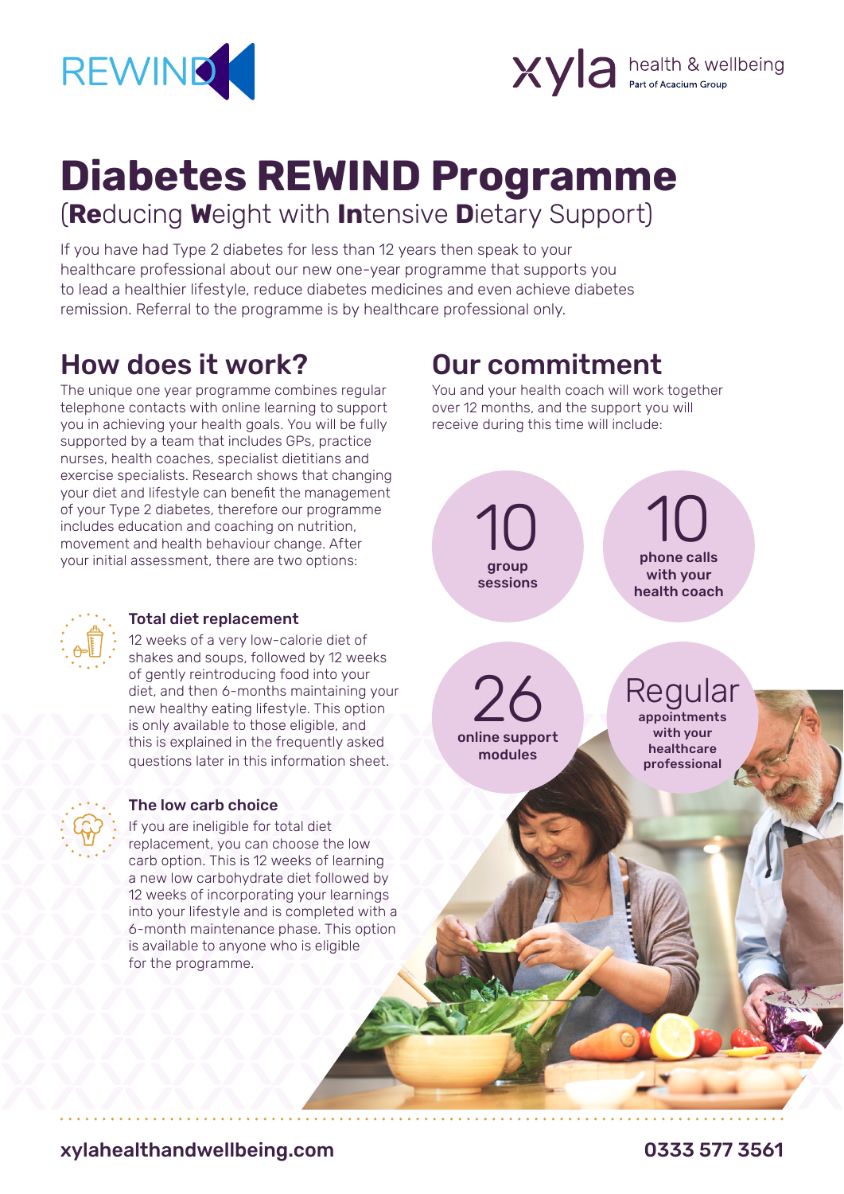# Diabetes REWIND Programme

(**Re**ducing **W**eight with **In**tensive **D**ietary Support)

If you have had Type 2 diabetes for less than 12 years then speak to your healthcare professional about our new one-year programme that supports you to lead a healthier lifestyle, reduce diabetes medicines and even achieve diabetes remission. Referral to the programme is by healthcare professional only.

## How does it work?

The unique one year programme combines regular telephone contacts with online learning to support you in achieving your health goals. You will be fully supported by a team that includes GPs, practice nurses, health coaches, specialist dietitians and exercise specialists. Research shows that changing your diet and lifestyle can benefit the management of your Type 2 diabetes, therefore our programme includes education and coaching on nutrition, movement and health behaviour change. After your initial assessment, there are two options:

### Total diet replacement

12 weeks of a very low-calorie diet of shakes and soups, followed by 12 weeks of gently reintroducing food into your diet, and then 6-months maintaining your new healthy eating lifestyle. This option is only available to those eligible, and this is explained in the frequently asked questions later in this information sheet.

### The low carb choice

If you are ineligible for total diet replacement, you can choose the low carb option. This is 12 weeks of learning a new low carbohydrate diet followed by 12 weeks of incorporating your learnings into your lifestyle and is completed with a 6-month maintenance phase. This option is available to anyone who is eligible for the programme.

## Our commitment

You and your health coach will work together over 12 months, and the support you will receive during this time will include:

- **10** group sessions
- **10** phone calls with your health coach
- **26** online support modules
- **Regular** appointments with your healthcare professional

xylahealthandwellbeing.com

0333 577 3561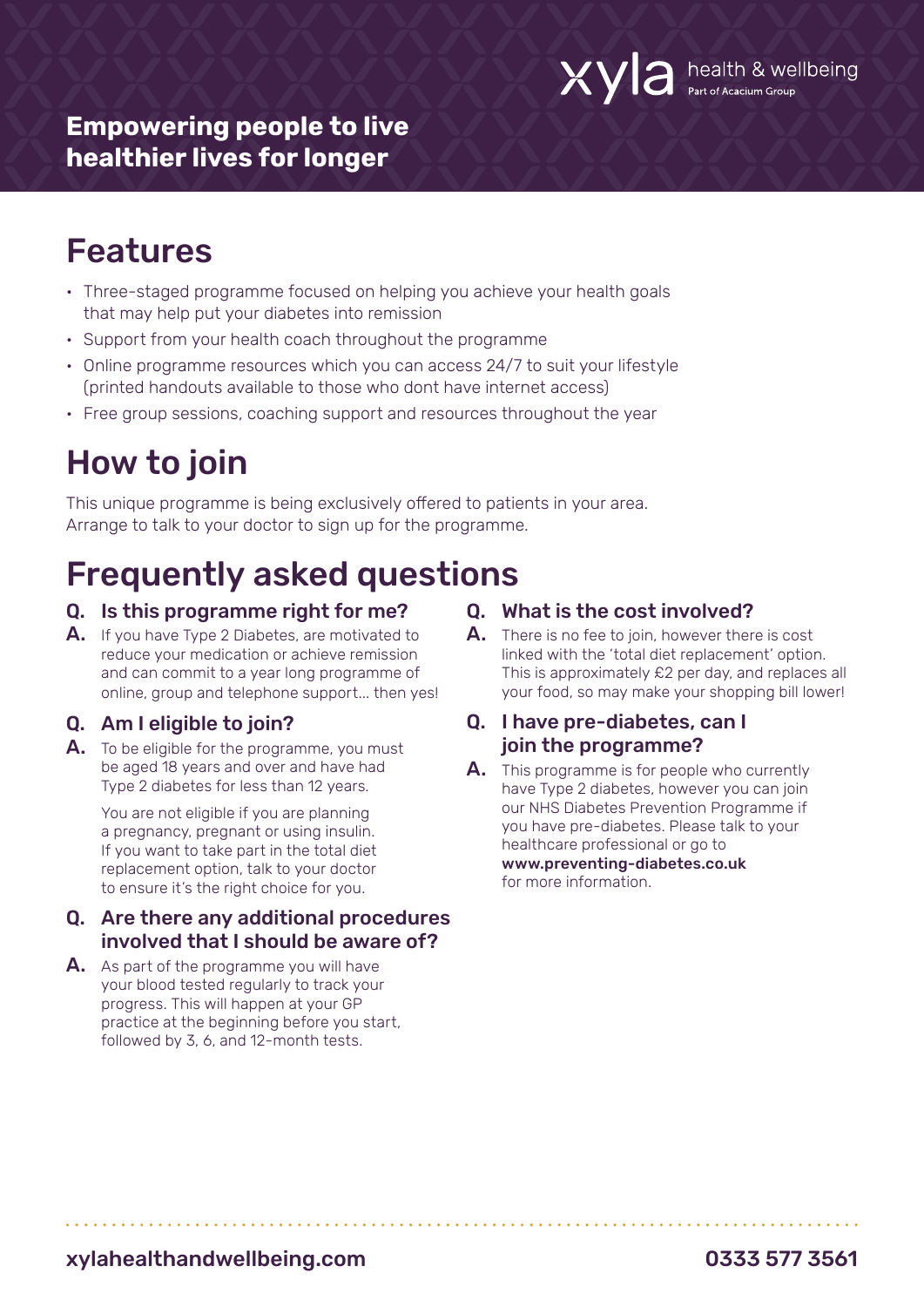**Empowering people to live healthier lives for longer**

xyla health & wellbeing
Part of Acacium Group

## Features

- Three-staged programme focused on helping you achieve your health goals that may help put your diabetes into remission
- Support from your health coach throughout the programme
- Online programme resources which you can access 24/7 to suit your lifestyle (printed handouts available to those who dont have internet access)
- Free group sessions, coaching support and resources throughout the year

## How to join

This unique programme is being exclusively offered to patients in your area. Arrange to talk to your doctor to sign up for the programme.

## Frequently asked questions

### Q. Is this programme right for me?

**A.** If you have Type 2 Diabetes, are motivated to reduce your medication or achieve remission and can commit to a year long programme of online, group and telephone support... then yes!

### Q. Am I eligible to join?

**A.** To be eligible for the programme, you must be aged 18 years and over and have had Type 2 diabetes for less than 12 years.

You are not eligible if you are planning a pregnancy, pregnant or using insulin. If you want to take part in the total diet replacement option, talk to your doctor to ensure it's the right choice for you.

### Q. Are there any additional procedures involved that I should be aware of?

**A.** As part of the programme you will have your blood tested regularly to track your progress. This will happen at your GP practice at the beginning before you start, followed by 3, 6, and 12-month tests.

### Q. What is the cost involved?

**A.** There is no fee to join, however there is cost linked with the 'total diet replacement' option. This is approximately £2 per day, and replaces all your food, so may make your shopping bill lower!

### Q. I have pre-diabetes, can I join the programme?

**A.** This programme is for people who currently have Type 2 diabetes, however you can join our NHS Diabetes Prevention Programme if you have pre-diabetes. Please talk to your healthcare professional or go to **www.preventing-diabetes.co.uk** for more information.

**xylahealthandwellbeing.com** **0333 577 3561**